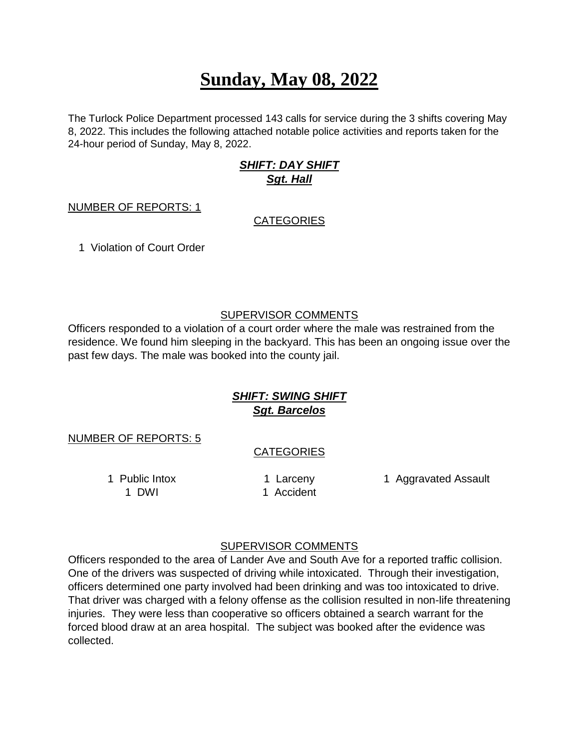# Sunday, May 08, 2022

The Turlock Police Department processed 143 calls for service during the 3 shifts covering May 8, 2022. This includes the following attached notable police activities and reports taken for the 24-hour period of Sunday, May 8, 2022.

***SHIFT: DAY SHIFT***
***Sgt. Hall***

NUMBER OF REPORTS: 1

CATEGORIES

1 Violation of Court Order

SUPERVISOR COMMENTS

Officers responded to a violation of a court order where the male was restrained from the residence. We found him sleeping in the backyard. This has been an ongoing issue over the past few days. The male was booked into the county jail.

***SHIFT: SWING SHIFT***
***Sgt. Barcelos***

NUMBER OF REPORTS: 5

CATEGORIES

1 Public Intox
1 DWI
1 Larceny
1 Accident
1 Aggravated Assault

SUPERVISOR COMMENTS

Officers responded to the area of Lander Ave and South Ave for a reported traffic collision. One of the drivers was suspected of driving while intoxicated. Through their investigation, officers determined one party involved had been drinking and was too intoxicated to drive. That driver was charged with a felony offense as the collision resulted in non-life threatening injuries. They were less than cooperative so officers obtained a search warrant for the forced blood draw at an area hospital. The subject was booked after the evidence was collected.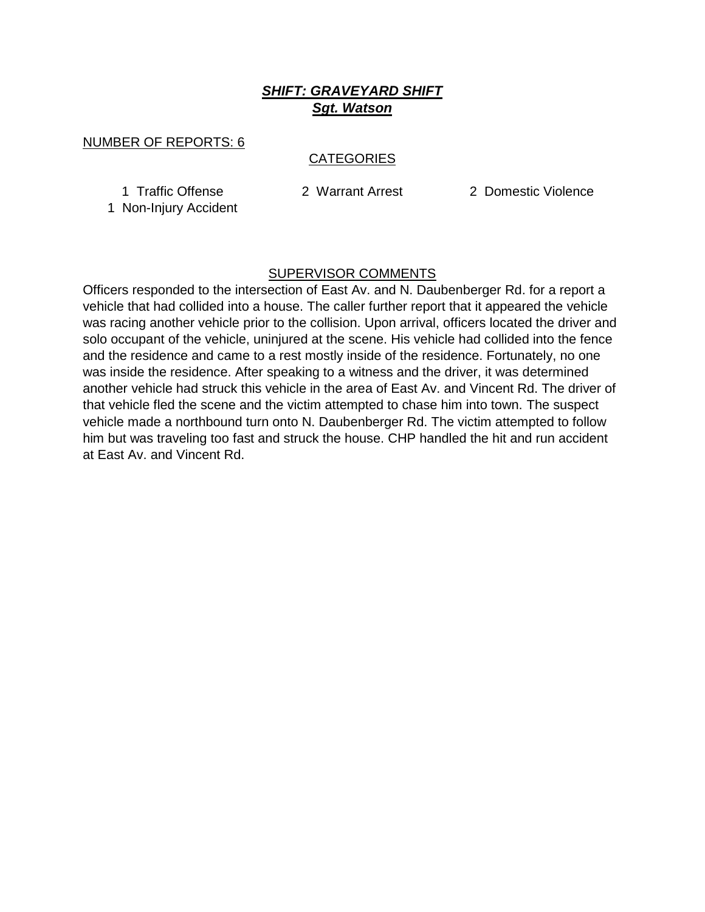## ***SHIFT: GRAVEYARD SHIFT***
## ***Sgt. Watson***

NUMBER OF REPORTS: 6

CATEGORIES

1 Traffic Offense
2 Warrant Arrest
2 Domestic Violence
1 Non-Injury Accident

SUPERVISOR COMMENTS

Officers responded to the intersection of East Av. and N. Daubenberger Rd. for a report a vehicle that had collided into a house. The caller further report that it appeared the vehicle was racing another vehicle prior to the collision. Upon arrival, officers located the driver and solo occupant of the vehicle, uninjured at the scene. His vehicle had collided into the fence and the residence and came to a rest mostly inside of the residence. Fortunately, no one was inside the residence. After speaking to a witness and the driver, it was determined another vehicle had struck this vehicle in the area of East Av. and Vincent Rd. The driver of that vehicle fled the scene and the victim attempted to chase him into town. The suspect vehicle made a northbound turn onto N. Daubenberger Rd. The victim attempted to follow him but was traveling too fast and struck the house. CHP handled the hit and run accident at East Av. and Vincent Rd.